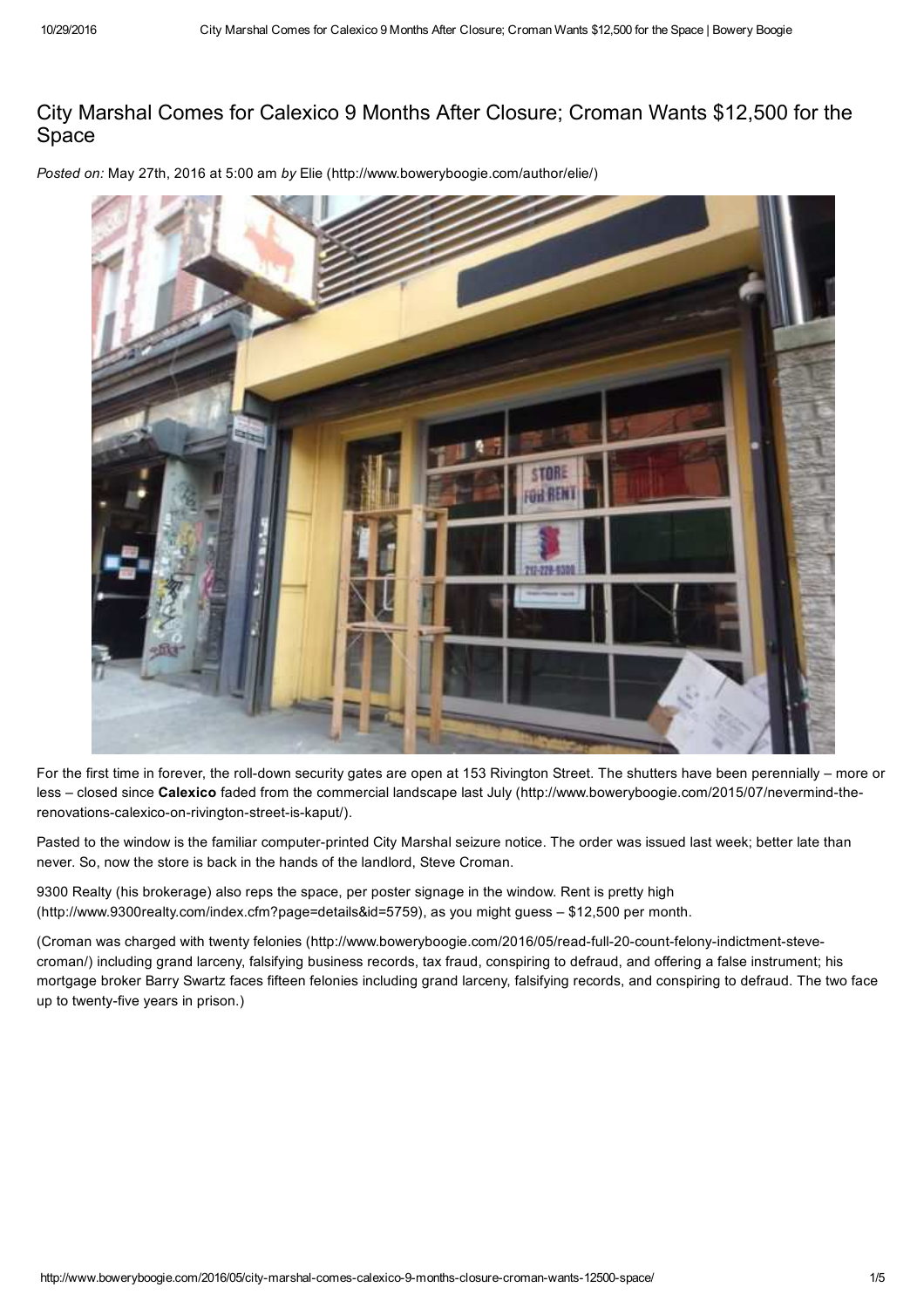# City Marshal Comes for Calexico 9 Months After Closure; Croman Wants $12,500 for the Space

*Posted on:* May 27th, 2016 at 5:00 am *by* Elie (http://www.boweryboogie.com/author/elie/)

For the first time in forever, the roll-down security gates are open at 153 Rivington Street. The shutters have been perennially – more or less – closed since **Calexico** faded from the commercial landscape last July (http://www.boweryboogie.com/2015/07/nevermind-the-renovations-calexico-on-rivington-street-is-kaput/).

Pasted to the window is the familiar computer-printed City Marshal seizure notice. The order was issued last week; better late than never. So, now the store is back in the hands of the landlord, Steve Croman.

9300 Realty (his brokerage) also reps the space, per poster signage in the window. Rent is pretty high (http://www.9300realty.com/index.cfm?page=details&id=5759), as you might guess – $12,500 per month.

(Croman was charged with twenty felonies (http://www.boweryboogie.com/2016/05/read-full-20-count-felony-indictment-steve-croman/) including grand larceny, falsifying business records, tax fraud, conspiring to defraud, and offering a false instrument; his mortgage broker Barry Swartz faces fifteen felonies including grand larceny, falsifying records, and conspiring to defraud. The two face up to twenty-five years in prison.)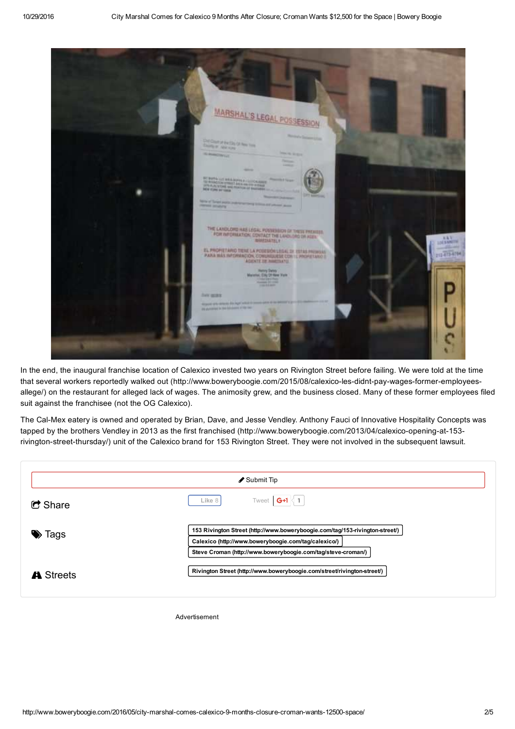In the end, the inaugural franchise location of Calexico invested two years on Rivington Street before failing. We were told at the time that several workers reportedly walked out (http://www.boweryboogie.com/2015/08/calexico-les-didnt-pay-wages-former-employees-allege/) on the restaurant for alleged lack of wages. The animosity grew, and the business closed. Many of these former employees filed suit against the franchisee (not the OG Calexico).

The Cal-Mex eatery is owned and operated by Brian, Dave, and Jesse Vendley. Anthony Fauci of Innovative Hospitality Concepts was tapped by the brothers Vendley in 2013 as the first franchised (http://www.boweryboogie.com/2013/04/calexico-opening-at-153-rivington-street-thursday/) unit of the Calexico brand for 153 Rivington Street. They were not involved in the subsequent lawsuit.

Submit Tip

Share

Like 8 Tweet G+1 1

Tags

153 Rivington Street (http://www.boweryboogie.com/tag/153-rivington-street/)
Calexico (http://www.boweryboogie.com/tag/calexico/)
Steve Croman (http://www.boweryboogie.com/tag/steve-croman/)

Streets

Rivington Street (http://www.boweryboogie.com/street/rivington-street/)

Advertisement